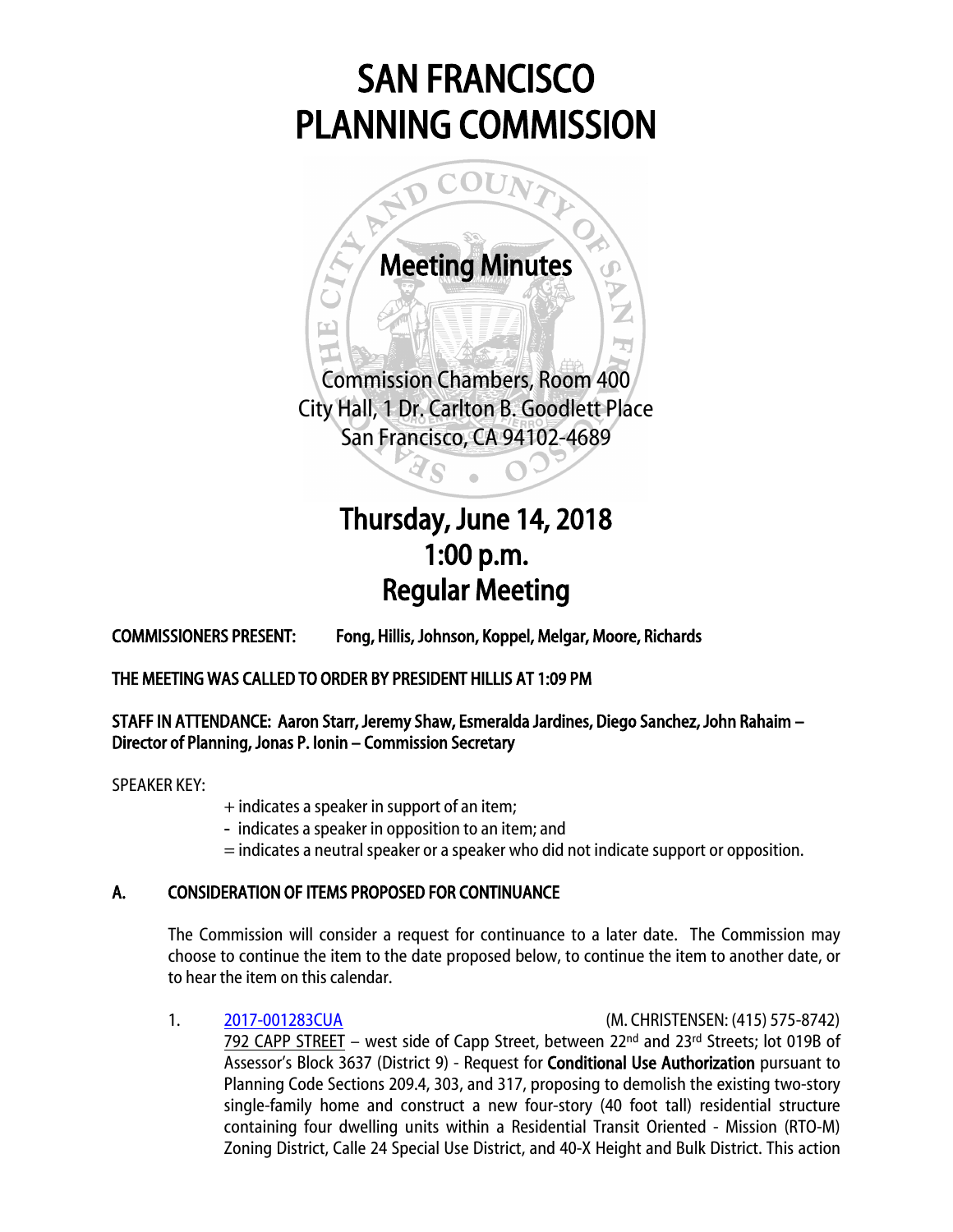# SAN FRANCISCO PLANNING COMMISSION

## Meeting Minutes

Commission Chambers, Room 400
City Hall, 1 Dr. Carlton B. Goodlett Place
San Francisco, CA 94102-4689

## Thursday, June 14, 2018
## 1:00 p.m.
## Regular Meeting

**COMMISSIONERS PRESENT:** **Fong, Hillis, Johnson, Koppel, Melgar, Moore, Richards**

**THE MEETING WAS CALLED TO ORDER BY PRESIDENT HILLIS AT 1:09 PM**

**STAFF IN ATTENDANCE: Aaron Starr, Jeremy Shaw, Esmeralda Jardines, Diego Sanchez, John Rahaim – Director of Planning, Jonas P. Ionin – Commission Secretary**

SPEAKER KEY:

+ indicates a speaker in support of an item;
- indicates a speaker in opposition to an item; and
= indicates a neutral speaker or a speaker who did not indicate support or opposition.

### A. CONSIDERATION OF ITEMS PROPOSED FOR CONTINUANCE

The Commission will consider a request for continuance to a later date. The Commission may choose to continue the item to the date proposed below, to continue the item to another date, or to hear the item on this calendar.

1. 2017-001283CUA (M. CHRISTENSEN: (415) 575-8742)
792 CAPP STREET – west side of Capp Street, between 22nd and 23rd Streets; lot 019B of Assessor's Block 3637 (District 9) - Request for **Conditional Use Authorization** pursuant to Planning Code Sections 209.4, 303, and 317, proposing to demolish the existing two-story single-family home and construct a new four-story (40 foot tall) residential structure containing four dwelling units within a Residential Transit Oriented - Mission (RTO-M) Zoning District, Calle 24 Special Use District, and 40-X Height and Bulk District. This action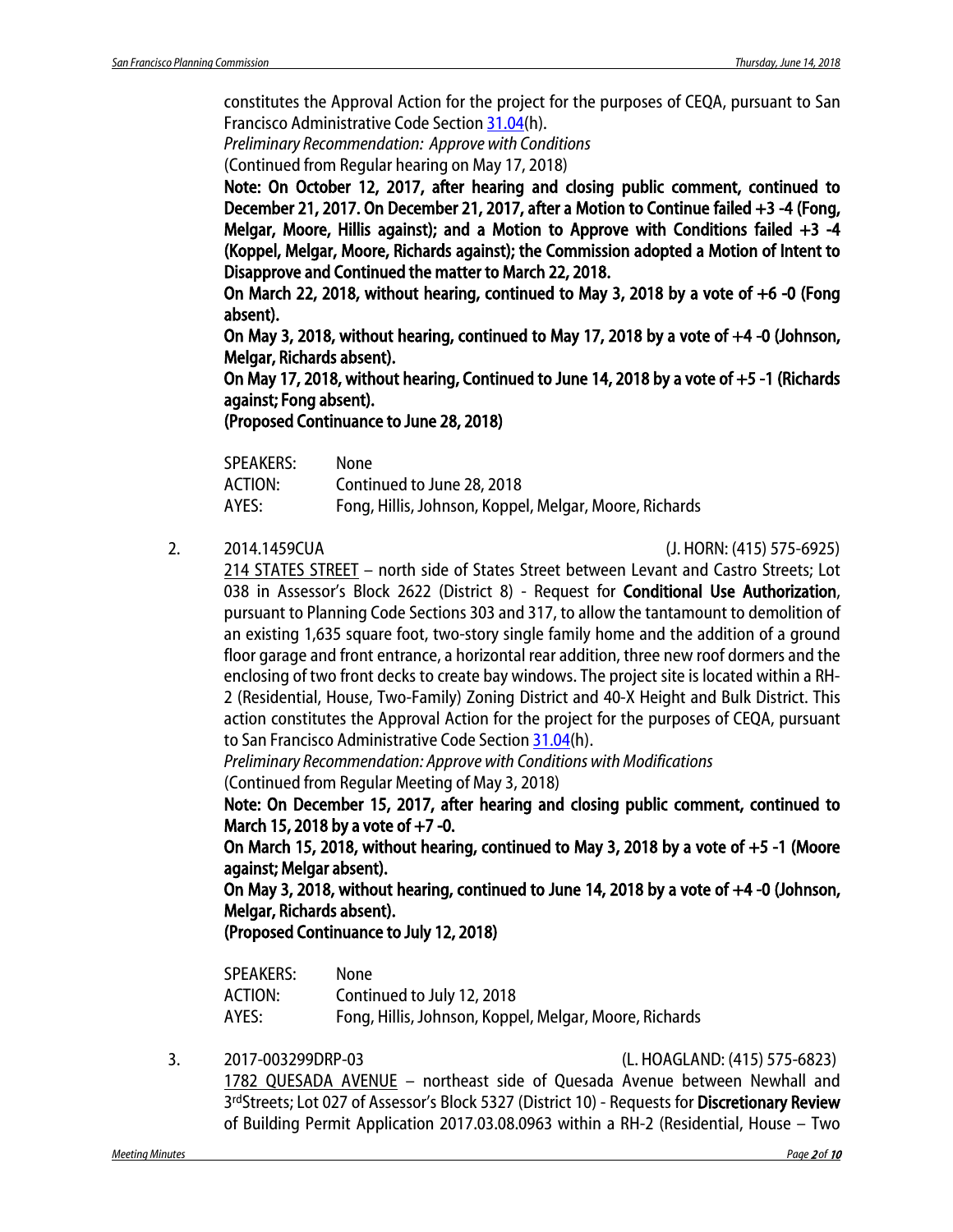constitutes the Approval Action for the project for the purposes of CEQA, pursuant to San Francisco Administrative Code Section 31.04(h).

*Preliminary Recommendation: Approve with Conditions*

(Continued from Regular hearing on May 17, 2018)

**Note: On October 12, 2017, after hearing and closing public comment, continued to December 21, 2017. On December 21, 2017, after a Motion to Continue failed +3 -4 (Fong, Melgar, Moore, Hillis against); and a Motion to Approve with Conditions failed +3 -4 (Koppel, Melgar, Moore, Richards against); the Commission adopted a Motion of Intent to Disapprove and Continued the matter to March 22, 2018.**

**On March 22, 2018, without hearing, continued to May 3, 2018 by a vote of +6 -0 (Fong absent).**

**On May 3, 2018, without hearing, continued to May 17, 2018 by a vote of +4 -0 (Johnson, Melgar, Richards absent).**

**On May 17, 2018, without hearing, Continued to June 14, 2018 by a vote of +5 -1 (Richards against; Fong absent).**

**(Proposed Continuance to June 28, 2018)**

SPEAKERS: None
ACTION: Continued to June 28, 2018
AYES: Fong, Hillis, Johnson, Koppel, Melgar, Moore, Richards

2. 2014.1459CUA (J. HORN: (415) 575-6925)

214 STATES STREET – north side of States Street between Levant and Castro Streets; Lot 038 in Assessor's Block 2622 (District 8) - Request for **Conditional Use Authorization**, pursuant to Planning Code Sections 303 and 317, to allow the tantamount to demolition of an existing 1,635 square foot, two-story single family home and the addition of a ground floor garage and front entrance, a horizontal rear addition, three new roof dormers and the enclosing of two front decks to create bay windows. The project site is located within a RH-2 (Residential, House, Two-Family) Zoning District and 40-X Height and Bulk District. This action constitutes the Approval Action for the project for the purposes of CEQA, pursuant to San Francisco Administrative Code Section 31.04(h).

*Preliminary Recommendation: Approve with Conditions with Modifications*

(Continued from Regular Meeting of May 3, 2018)

**Note: On December 15, 2017, after hearing and closing public comment, continued to March 15, 2018 by a vote of +7 -0.**

**On March 15, 2018, without hearing, continued to May 3, 2018 by a vote of +5 -1 (Moore against; Melgar absent).**

**On May 3, 2018, without hearing, continued to June 14, 2018 by a vote of +4 -0 (Johnson, Melgar, Richards absent).**

**(Proposed Continuance to July 12, 2018)**

SPEAKERS: None
ACTION: Continued to July 12, 2018
AYES: Fong, Hillis, Johnson, Koppel, Melgar, Moore, Richards

3. 2017-003299DRP-03 (L. HOAGLAND: (415) 575-6823)

1782 QUESADA AVENUE – northeast side of Quesada Avenue between Newhall and 3rd Streets; Lot 027 of Assessor's Block 5327 (District 10) - Requests for **Discretionary Review** of Building Permit Application 2017.03.08.0963 within a RH-2 (Residential, House – Two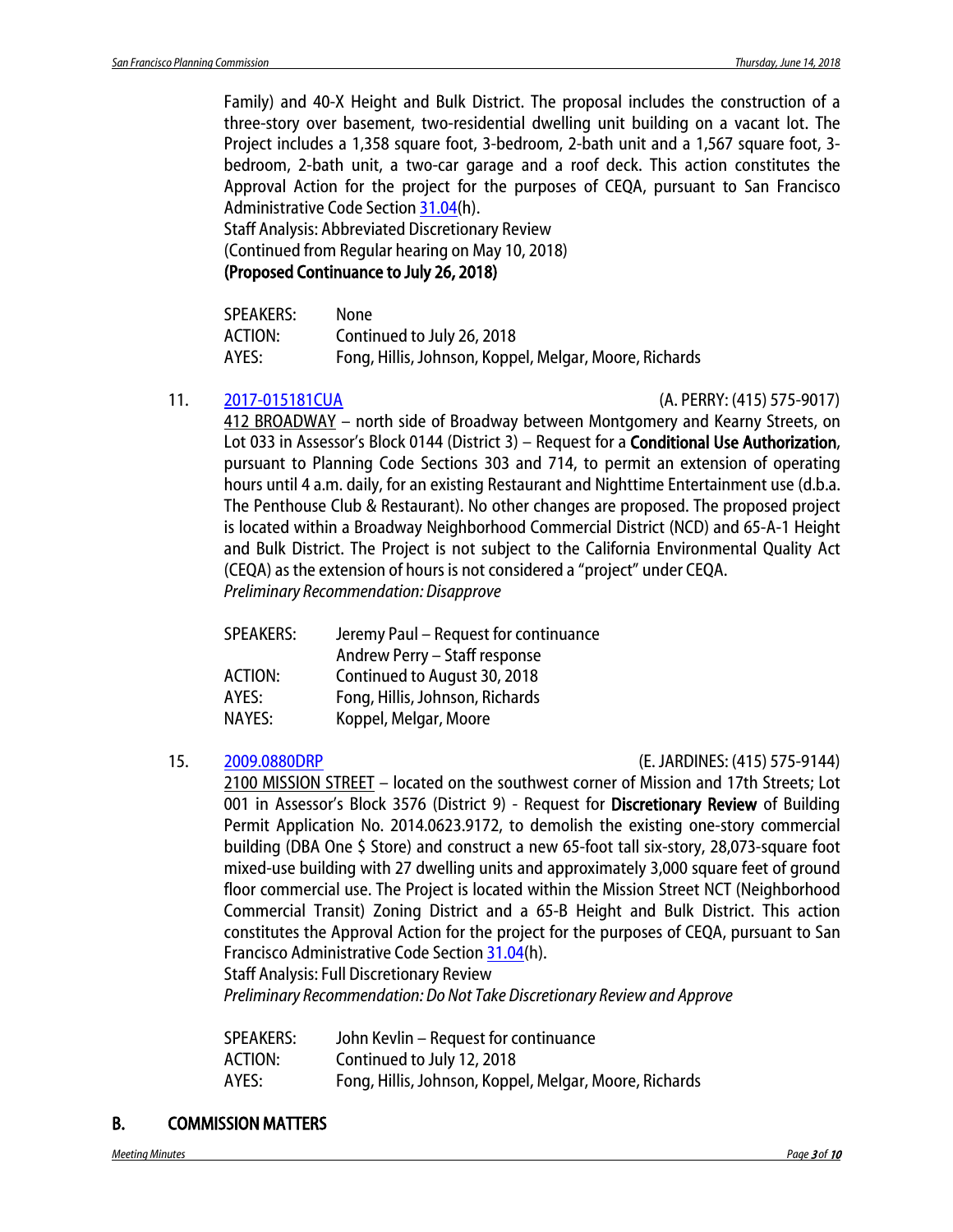Family) and 40-X Height and Bulk District. The proposal includes the construction of a three-story over basement, two-residential dwelling unit building on a vacant lot. The Project includes a 1,358 square foot, 3-bedroom, 2-bath unit and a 1,567 square foot, 3-bedroom, 2-bath unit, a two-car garage and a roof deck. This action constitutes the Approval Action for the project for the purposes of CEQA, pursuant to San Francisco Administrative Code Section 31.04(h).
Staff Analysis: Abbreviated Discretionary Review
(Continued from Regular hearing on May 10, 2018)
**(Proposed Continuance to July 26, 2018)**

| | |
|---|---|
| SPEAKERS: | None |
| ACTION: | Continued to July 26, 2018 |
| AYES: | Fong, Hillis, Johnson, Koppel, Melgar, Moore, Richards |

11. 2017-015181CUA (A. PERRY: (415) 575-9017)
412 BROADWAY – north side of Broadway between Montgomery and Kearny Streets, on Lot 033 in Assessor's Block 0144 (District 3) – Request for a **Conditional Use Authorization**, pursuant to Planning Code Sections 303 and 714, to permit an extension of operating hours until 4 a.m. daily, for an existing Restaurant and Nighttime Entertainment use (d.b.a. The Penthouse Club & Restaurant). No other changes are proposed. The proposed project is located within a Broadway Neighborhood Commercial District (NCD) and 65-A-1 Height and Bulk District. The Project is not subject to the California Environmental Quality Act (CEQA) as the extension of hours is not considered a "project" under CEQA.
*Preliminary Recommendation: Disapprove*

| | |
|---|---|
| SPEAKERS: | Jeremy Paul – Request for continuance |
| | Andrew Perry – Staff response |
| ACTION: | Continued to August 30, 2018 |
| AYES: | Fong, Hillis, Johnson, Richards |
| NAYES: | Koppel, Melgar, Moore |

15. 2009.0880DRP (E. JARDINES: (415) 575-9144)
2100 MISSION STREET – located on the southwest corner of Mission and 17th Streets; Lot 001 in Assessor's Block 3576 (District 9) - Request for **Discretionary Review** of Building Permit Application No. 2014.0623.9172, to demolish the existing one-story commercial building (DBA One $ Store) and construct a new 65-foot tall six-story, 28,073-square foot mixed-use building with 27 dwelling units and approximately 3,000 square feet of ground floor commercial use. The Project is located within the Mission Street NCT (Neighborhood Commercial Transit) Zoning District and a 65-B Height and Bulk District. This action constitutes the Approval Action for the project for the purposes of CEQA, pursuant to San Francisco Administrative Code Section 31.04(h).
Staff Analysis: Full Discretionary Review
*Preliminary Recommendation: Do Not Take Discretionary Review and Approve*

| | |
|---|---|
| SPEAKERS: | John Kevlin – Request for continuance |
| ACTION: | Continued to July 12, 2018 |
| AYES: | Fong, Hillis, Johnson, Koppel, Melgar, Moore, Richards |

## B. COMMISSION MATTERS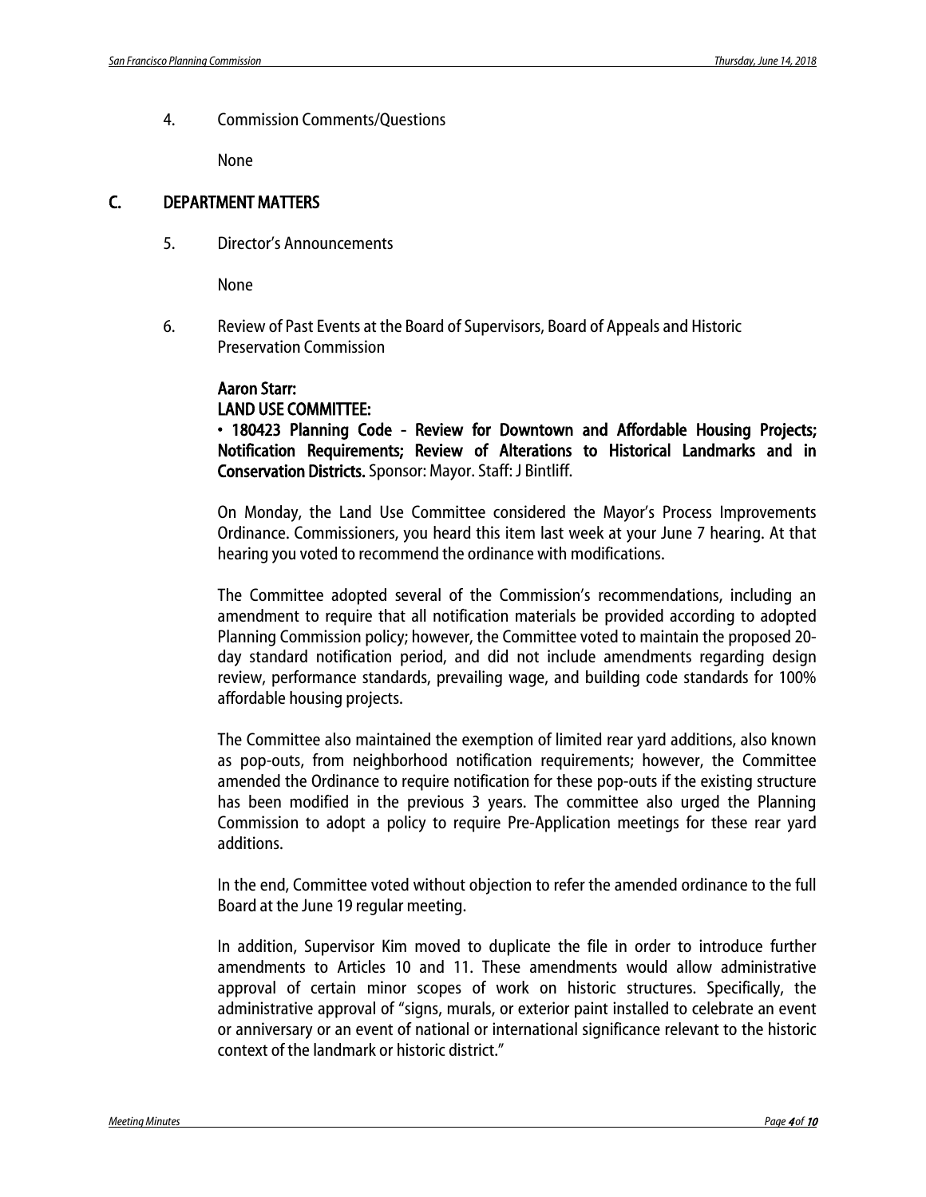4. Commission Comments/Questions

   None

## C. DEPARTMENT MATTERS

5. Director's Announcements

   None

6. Review of Past Events at the Board of Supervisors, Board of Appeals and Historic Preservation Commission

**Aaron Starr:**
**LAND USE COMMITTEE:**
**• 180423 Planning Code - Review for Downtown and Affordable Housing Projects; Notification Requirements; Review of Alterations to Historical Landmarks and in Conservation Districts.** Sponsor: Mayor. Staff: J Bintliff.

On Monday, the Land Use Committee considered the Mayor's Process Improvements Ordinance. Commissioners, you heard this item last week at your June 7 hearing. At that hearing you voted to recommend the ordinance with modifications.

The Committee adopted several of the Commission's recommendations, including an amendment to require that all notification materials be provided according to adopted Planning Commission policy; however, the Committee voted to maintain the proposed 20-day standard notification period, and did not include amendments regarding design review, performance standards, prevailing wage, and building code standards for 100% affordable housing projects.

The Committee also maintained the exemption of limited rear yard additions, also known as pop-outs, from neighborhood notification requirements; however, the Committee amended the Ordinance to require notification for these pop-outs if the existing structure has been modified in the previous 3 years. The committee also urged the Planning Commission to adopt a policy to require Pre-Application meetings for these rear yard additions.

In the end, Committee voted without objection to refer the amended ordinance to the full Board at the June 19 regular meeting.

In addition, Supervisor Kim moved to duplicate the file in order to introduce further amendments to Articles 10 and 11. These amendments would allow administrative approval of certain minor scopes of work on historic structures. Specifically, the administrative approval of "signs, murals, or exterior paint installed to celebrate an event or anniversary or an event of national or international significance relevant to the historic context of the landmark or historic district."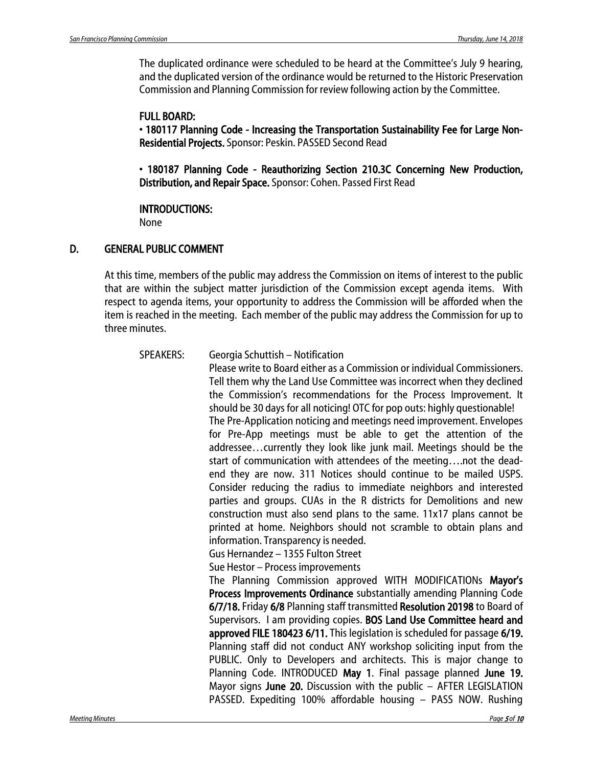The duplicated ordinance were scheduled to be heard at the Committee's July 9 hearing, and the duplicated version of the ordinance would be returned to the Historic Preservation Commission and Planning Commission for review following action by the Committee.

**FULL BOARD:**

• **180117 Planning Code - Increasing the Transportation Sustainability Fee for Large Non-Residential Projects.** Sponsor: Peskin. PASSED Second Read

• **180187 Planning Code - Reauthorizing Section 210.3C Concerning New Production, Distribution, and Repair Space.** Sponsor: Cohen. Passed First Read

**INTRODUCTIONS:**

None

## D. GENERAL PUBLIC COMMENT

At this time, members of the public may address the Commission on items of interest to the public that are within the subject matter jurisdiction of the Commission except agenda items. With respect to agenda items, your opportunity to address the Commission will be afforded when the item is reached in the meeting. Each member of the public may address the Commission for up to three minutes.

SPEAKERS: Georgia Schuttish – Notification

Please write to Board either as a Commission or individual Commissioners. Tell them why the Land Use Committee was incorrect when they declined the Commission's recommendations for the Process Improvement. It should be 30 days for all noticing! OTC for pop outs: highly questionable! The Pre-Application noticing and meetings need improvement. Envelopes for Pre-App meetings must be able to get the attention of the addressee…currently they look like junk mail. Meetings should be the start of communication with attendees of the meeting….not the dead-end they are now. 311 Notices should continue to be mailed USPS. Consider reducing the radius to immediate neighbors and interested parties and groups. CUAs in the R districts for Demolitions and new construction must also send plans to the same. 11x17 plans cannot be printed at home. Neighbors should not scramble to obtain plans and information. Transparency is needed.

Gus Hernandez – 1355 Fulton Street

Sue Hestor – Process improvements

The Planning Commission approved WITH MODIFICATIONs **Mayor's Process Improvements Ordinance** substantially amending Planning Code **6/7/18.** Friday **6/8** Planning staff transmitted **Resolution 20198** to Board of Supervisors. I am providing copies. **BOS Land Use Committee heard and approved FILE 180423 6/11.** This legislation is scheduled for passage **6/19.** Planning staff did not conduct ANY workshop soliciting input from the PUBLIC. Only to Developers and architects. This is major change to Planning Code. INTRODUCED **May 1**. Final passage planned **June 19.** Mayor signs **June 20.** Discussion with the public – AFTER LEGISLATION PASSED. Expediting 100% affordable housing – PASS NOW. Rushing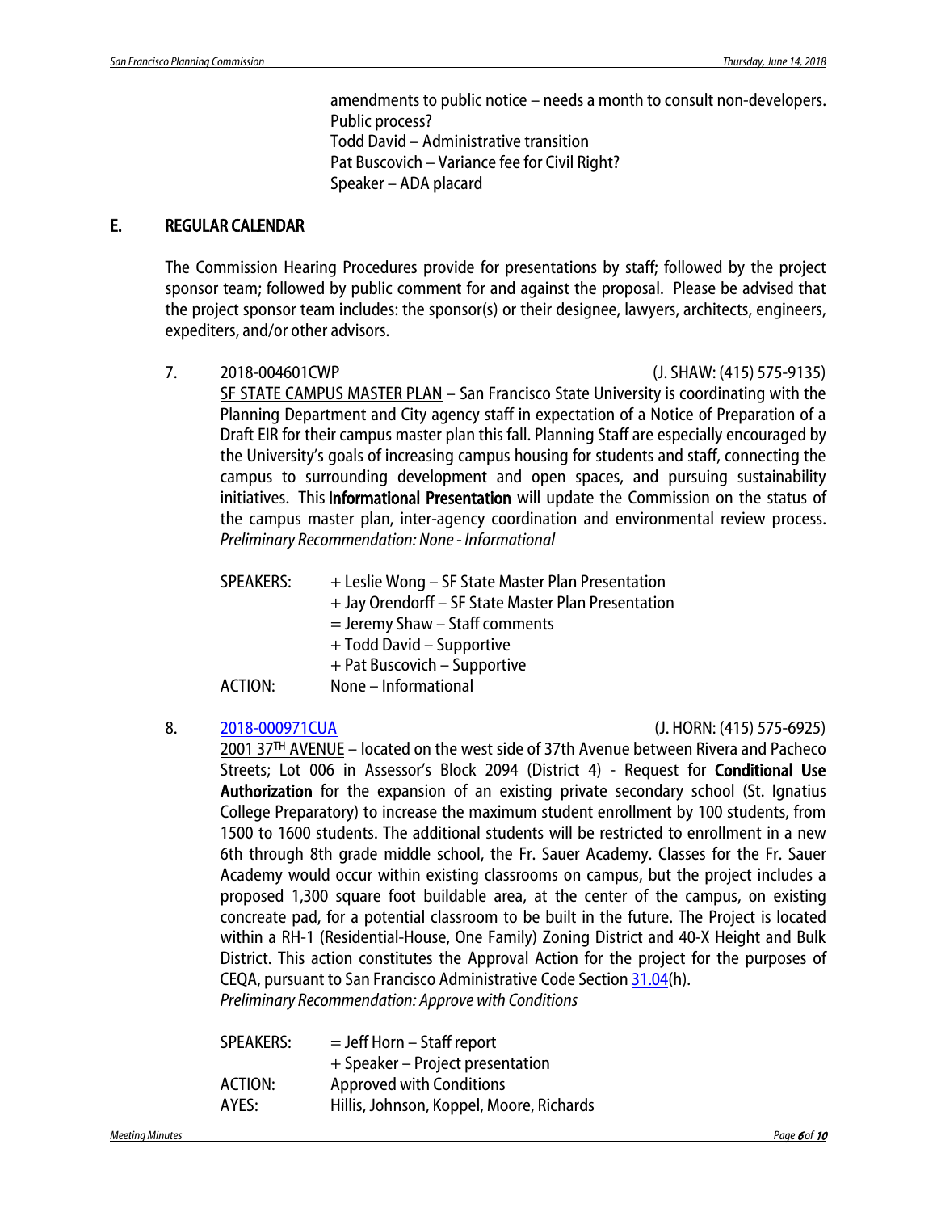amendments to public notice – needs a month to consult non-developers. Public process?
Todd David – Administrative transition
Pat Buscovich – Variance fee for Civil Right?
Speaker – ADA placard

## E. REGULAR CALENDAR

The Commission Hearing Procedures provide for presentations by staff; followed by the project sponsor team; followed by public comment for and against the proposal. Please be advised that the project sponsor team includes: the sponsor(s) or their designee, lawyers, architects, engineers, expediters, and/or other advisors.

7. 2018-004601CWP (J. SHAW: (415) 575-9135)

SF STATE CAMPUS MASTER PLAN – San Francisco State University is coordinating with the Planning Department and City agency staff in expectation of a Notice of Preparation of a Draft EIR for their campus master plan this fall. Planning Staff are especially encouraged by the University's goals of increasing campus housing for students and staff, connecting the campus to surrounding development and open spaces, and pursuing sustainability initiatives. This **Informational Presentation** will update the Commission on the status of the campus master plan, inter-agency coordination and environmental review process.

*Preliminary Recommendation: None - Informational*

SPEAKERS: + Leslie Wong – SF State Master Plan Presentation
+ Jay Orendorff – SF State Master Plan Presentation
= Jeremy Shaw – Staff comments
+ Todd David – Supportive
+ Pat Buscovich – Supportive

ACTION: None – Informational

8. 2018-000971CUA (J. HORN: (415) 575-6925)

2001 37TH AVENUE – located on the west side of 37th Avenue between Rivera and Pacheco Streets; Lot 006 in Assessor's Block 2094 (District 4) - Request for **Conditional Use Authorization** for the expansion of an existing private secondary school (St. Ignatius College Preparatory) to increase the maximum student enrollment by 100 students, from 1500 to 1600 students. The additional students will be restricted to enrollment in a new 6th through 8th grade middle school, the Fr. Sauer Academy. Classes for the Fr. Sauer Academy would occur within existing classrooms on campus, but the project includes a proposed 1,300 square foot buildable area, at the center of the campus, on existing concreate pad, for a potential classroom to be built in the future. The Project is located within a RH-1 (Residential-House, One Family) Zoning District and 40-X Height and Bulk District. This action constitutes the Approval Action for the project for the purposes of CEQA, pursuant to San Francisco Administrative Code Section 31.04(h).

*Preliminary Recommendation: Approve with Conditions*

SPEAKERS: = Jeff Horn – Staff report
+ Speaker – Project presentation

ACTION: Approved with Conditions

AYES: Hillis, Johnson, Koppel, Moore, Richards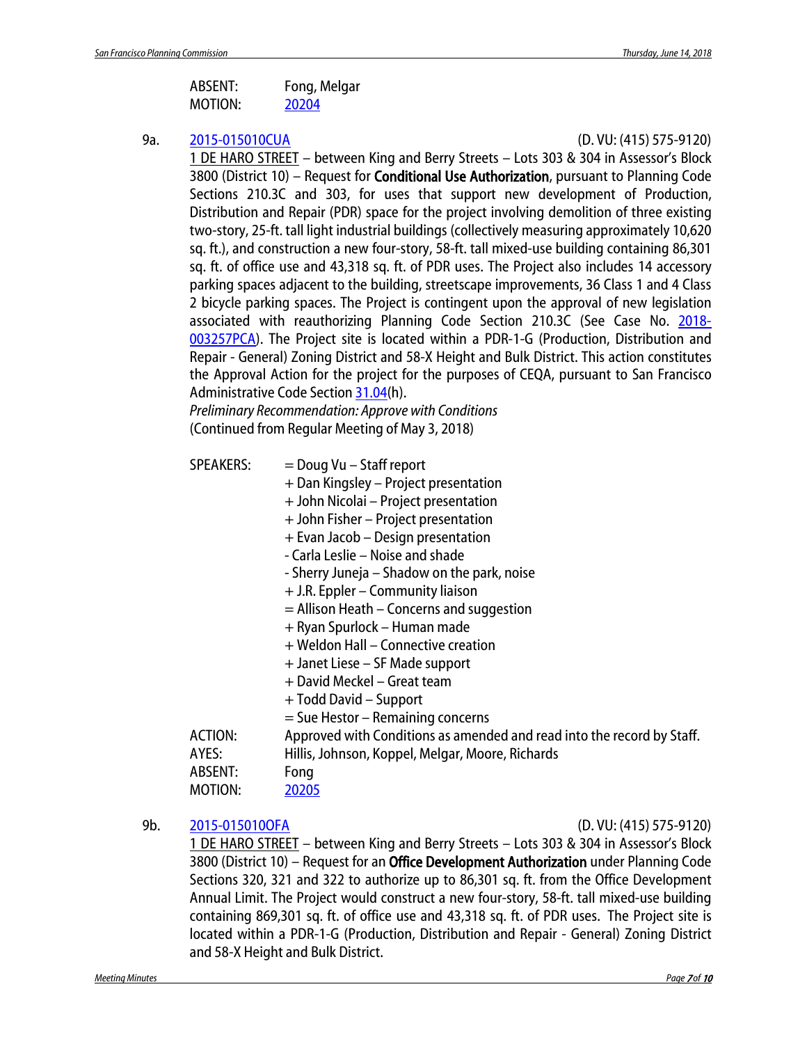ABSENT: Fong, Melgar
MOTION: [20204]

9a. [2015-015010CUA] (D. VU: (415) 575-9120)

1 DE HARO STREET – between King and Berry Streets – Lots 303 & 304 in Assessor's Block 3800 (District 10) – Request for **Conditional Use Authorization**, pursuant to Planning Code Sections 210.3C and 303, for uses that support new development of Production, Distribution and Repair (PDR) space for the project involving demolition of three existing two-story, 25-ft. tall light industrial buildings (collectively measuring approximately 10,620 sq. ft.), and construction a new four-story, 58-ft. tall mixed-use building containing 86,301 sq. ft. of office use and 43,318 sq. ft. of PDR uses. The Project also includes 14 accessory parking spaces adjacent to the building, streetscape improvements, 36 Class 1 and 4 Class 2 bicycle parking spaces. The Project is contingent upon the approval of new legislation associated with reauthorizing Planning Code Section 210.3C (See Case No. [2018-003257PCA]). The Project site is located within a PDR-1-G (Production, Distribution and Repair - General) Zoning District and 58-X Height and Bulk District. This action constitutes the Approval Action for the project for the purposes of CEQA, pursuant to San Francisco Administrative Code Section [31.04](h).

*Preliminary Recommendation: Approve with Conditions*

(Continued from Regular Meeting of May 3, 2018)

SPEAKERS:
= Doug Vu – Staff report
+ Dan Kingsley – Project presentation
+ John Nicolai – Project presentation
+ John Fisher – Project presentation
+ Evan Jacob – Design presentation
- Carla Leslie – Noise and shade
- Sherry Juneja – Shadow on the park, noise
+ J.R. Eppler – Community liaison
= Allison Heath – Concerns and suggestion
+ Ryan Spurlock – Human made
+ Weldon Hall – Connective creation
+ Janet Liese – SF Made support
+ David Meckel – Great team
+ Todd David – Support
= Sue Hestor – Remaining concerns

ACTION: Approved with Conditions as amended and read into the record by Staff.
AYES: Hillis, Johnson, Koppel, Melgar, Moore, Richards
ABSENT: Fong
MOTION: [20205]

9b. [2015-015010OFA] (D. VU: (415) 575-9120)

1 DE HARO STREET – between King and Berry Streets – Lots 303 & 304 in Assessor's Block 3800 (District 10) – Request for an **Office Development Authorization** under Planning Code Sections 320, 321 and 322 to authorize up to 86,301 sq. ft. from the Office Development Annual Limit. The Project would construct a new four-story, 58-ft. tall mixed-use building containing 869,301 sq. ft. of office use and 43,318 sq. ft. of PDR uses. The Project site is located within a PDR-1-G (Production, Distribution and Repair - General) Zoning District and 58-X Height and Bulk District.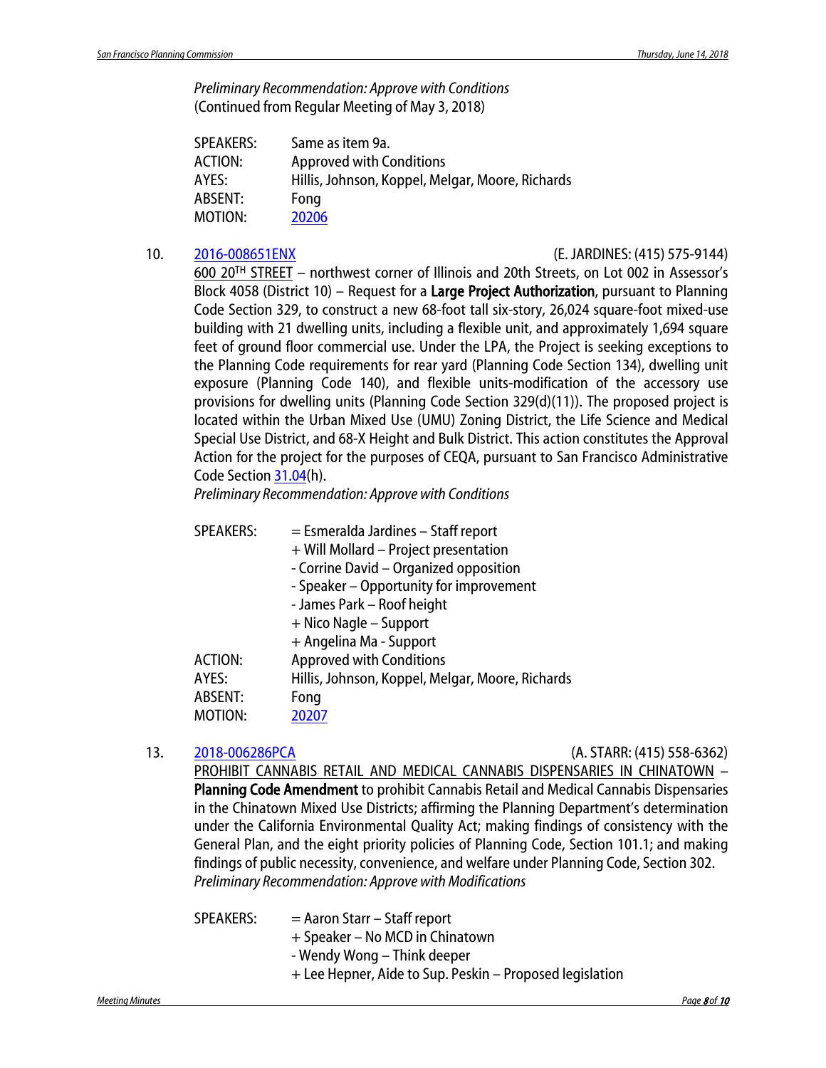*Preliminary Recommendation: Approve with Conditions*
(Continued from Regular Meeting of May 3, 2018)

SPEAKERS: Same as item 9a.
ACTION: Approved with Conditions
AYES: Hillis, Johnson, Koppel, Melgar, Moore, Richards
ABSENT: Fong
MOTION: 20206

10. 2016-008651ENX (E. JARDINES: (415) 575-9144)

600 20TH STREET – northwest corner of Illinois and 20th Streets, on Lot 002 in Assessor's Block 4058 (District 10) – Request for a **Large Project Authorization**, pursuant to Planning Code Section 329, to construct a new 68-foot tall six-story, 26,024 square-foot mixed-use building with 21 dwelling units, including a flexible unit, and approximately 1,694 square feet of ground floor commercial use. Under the LPA, the Project is seeking exceptions to the Planning Code requirements for rear yard (Planning Code Section 134), dwelling unit exposure (Planning Code 140), and flexible units-modification of the accessory use provisions for dwelling units (Planning Code Section 329(d)(11)). The proposed project is located within the Urban Mixed Use (UMU) Zoning District, the Life Science and Medical Special Use District, and 68-X Height and Bulk District. This action constitutes the Approval Action for the project for the purposes of CEQA, pursuant to San Francisco Administrative Code Section 31.04(h).

*Preliminary Recommendation: Approve with Conditions*

SPEAKERS:
= Esmeralda Jardines – Staff report
+ Will Mollard – Project presentation
- Corrine David – Organized opposition
- Speaker – Opportunity for improvement
- James Park – Roof height
+ Nico Nagle – Support
+ Angelina Ma - Support

ACTION: Approved with Conditions
AYES: Hillis, Johnson, Koppel, Melgar, Moore, Richards
ABSENT: Fong
MOTION: 20207

13. 2018-006286PCA (A. STARR: (415) 558-6362)

PROHIBIT CANNABIS RETAIL AND MEDICAL CANNABIS DISPENSARIES IN CHINATOWN – **Planning Code Amendment** to prohibit Cannabis Retail and Medical Cannabis Dispensaries in the Chinatown Mixed Use Districts; affirming the Planning Department's determination under the California Environmental Quality Act; making findings of consistency with the General Plan, and the eight priority policies of Planning Code, Section 101.1; and making findings of public necessity, convenience, and welfare under Planning Code, Section 302.

*Preliminary Recommendation: Approve with Modifications*

SPEAKERS:
= Aaron Starr – Staff report
+ Speaker – No MCD in Chinatown
- Wendy Wong – Think deeper
+ Lee Hepner, Aide to Sup. Peskin – Proposed legislation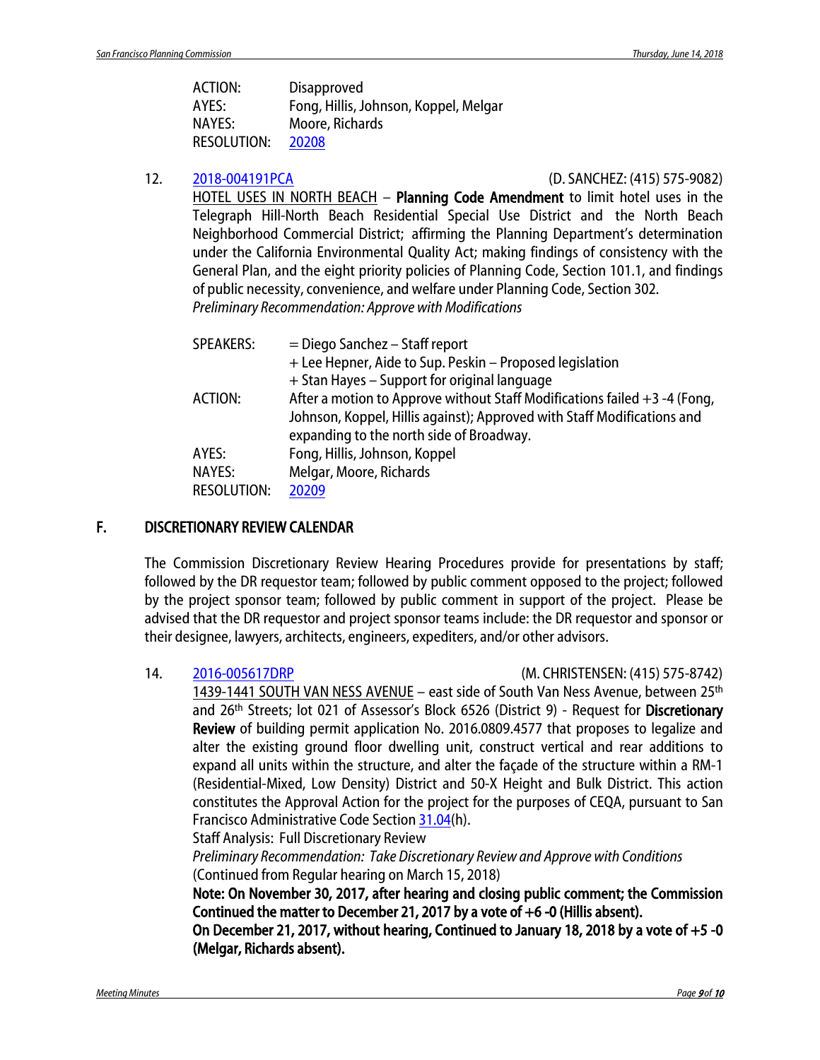| | |
|---|---|
| ACTION: | Disapproved |
| AYES: | Fong, Hillis, Johnson, Koppel, Melgar |
| NAYES: | Moore, Richards |
| RESOLUTION: | 20208 |

12. 2018-004191PCA (D. SANCHEZ: (415) 575-9082)
HOTEL USES IN NORTH BEACH – **Planning Code Amendment** to limit hotel uses in the Telegraph Hill-North Beach Residential Special Use District and the North Beach Neighborhood Commercial District; affirming the Planning Department's determination under the California Environmental Quality Act; making findings of consistency with the General Plan, and the eight priority policies of Planning Code, Section 101.1, and findings of public necessity, convenience, and welfare under Planning Code, Section 302.
*Preliminary Recommendation: Approve with Modifications*

| | |
|---|---|
| SPEAKERS: | = Diego Sanchez – Staff report<br>+ Lee Hepner, Aide to Sup. Peskin – Proposed legislation<br>+ Stan Hayes – Support for original language |
| ACTION: | After a motion to Approve without Staff Modifications failed +3 -4 (Fong, Johnson, Koppel, Hillis against); Approved with Staff Modifications and expanding to the north side of Broadway. |
| AYES: | Fong, Hillis, Johnson, Koppel |
| NAYES: | Melgar, Moore, Richards |
| RESOLUTION: | 20209 |

## F. DISCRETIONARY REVIEW CALENDAR

The Commission Discretionary Review Hearing Procedures provide for presentations by staff; followed by the DR requestor team; followed by public comment opposed to the project; followed by the project sponsor team; followed by public comment in support of the project. Please be advised that the DR requestor and project sponsor teams include: the DR requestor and sponsor or their designee, lawyers, architects, engineers, expediters, and/or other advisors.

14. 2016-005617DRP (M. CHRISTENSEN: (415) 575-8742)
1439-1441 SOUTH VAN NESS AVENUE – east side of South Van Ness Avenue, between 25th and 26th Streets; lot 021 of Assessor's Block 6526 (District 9) - Request for **Discretionary Review** of building permit application No. 2016.0809.4577 that proposes to legalize and alter the existing ground floor dwelling unit, construct vertical and rear additions to expand all units within the structure, and alter the façade of the structure within a RM-1 (Residential-Mixed, Low Density) District and 50-X Height and Bulk District. This action constitutes the Approval Action for the project for the purposes of CEQA, pursuant to San Francisco Administrative Code Section 31.04(h).
Staff Analysis: Full Discretionary Review
*Preliminary Recommendation: Take Discretionary Review and Approve with Conditions*
(Continued from Regular hearing on March 15, 2018)
**Note: On November 30, 2017, after hearing and closing public comment; the Commission Continued the matter to December 21, 2017 by a vote of +6 -0 (Hillis absent).**
**On December 21, 2017, without hearing, Continued to January 18, 2018 by a vote of +5 -0 (Melgar, Richards absent).**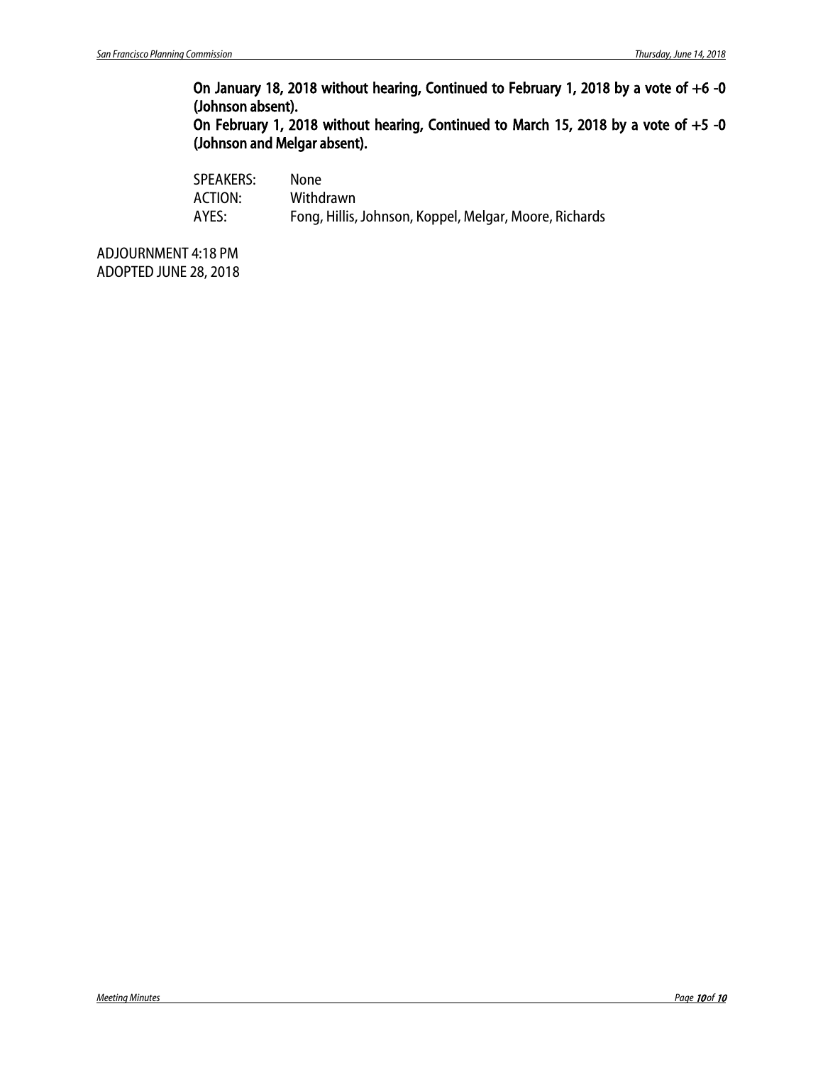**On January 18, 2018 without hearing, Continued to February 1, 2018 by a vote of +6 -0 (Johnson absent).**
**On February 1, 2018 without hearing, Continued to March 15, 2018 by a vote of +5 -0 (Johnson and Melgar absent).**

SPEAKERS: None
ACTION: Withdrawn
AYES: Fong, Hillis, Johnson, Koppel, Melgar, Moore, Richards

ADJOURNMENT 4:18 PM
ADOPTED JUNE 28, 2018